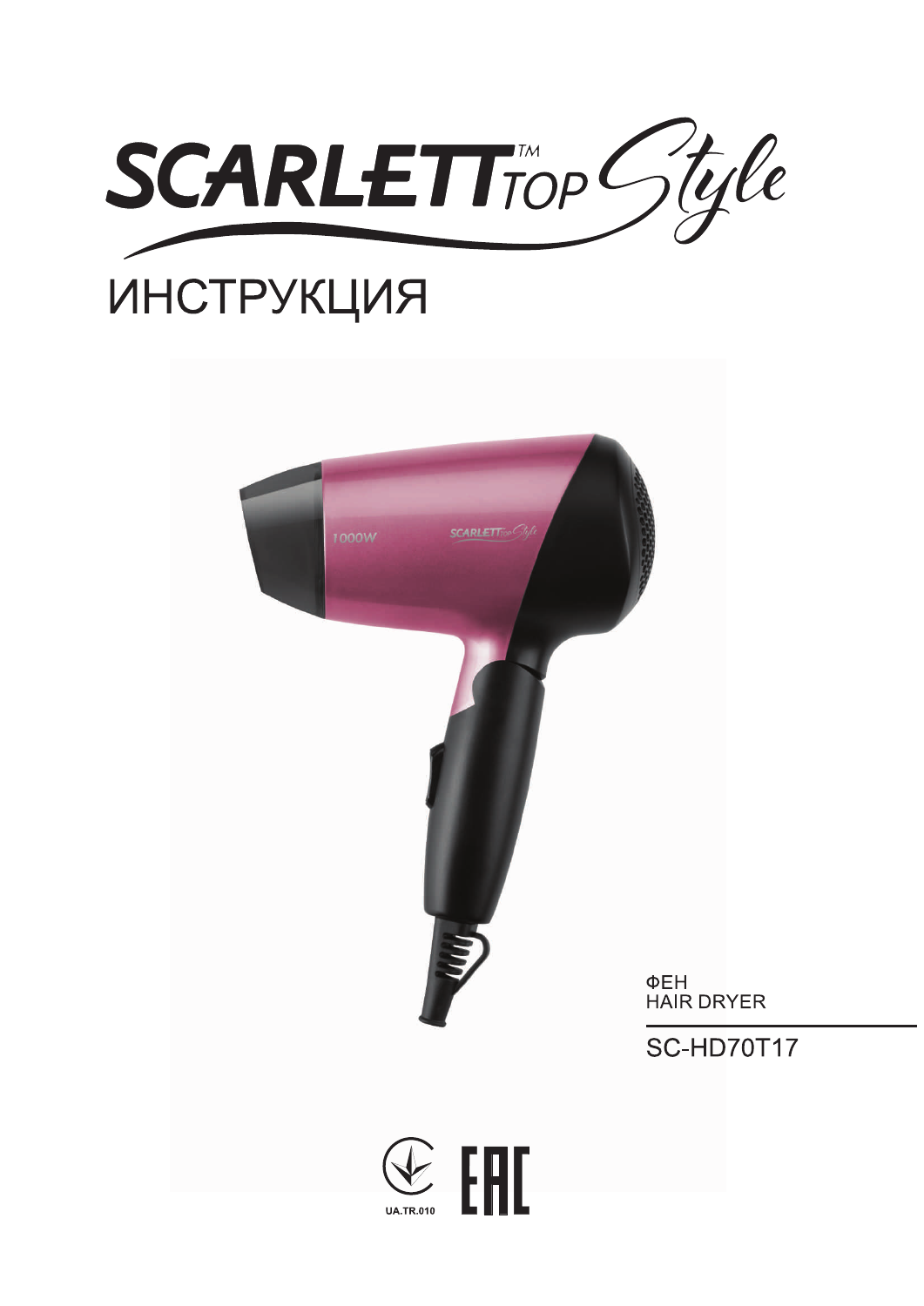SCARLETT™ TOP Style

# ИНСТРУКЦИЯ

ФЕН
HAIR DRYER

SC-HD70T17

UA.TR.010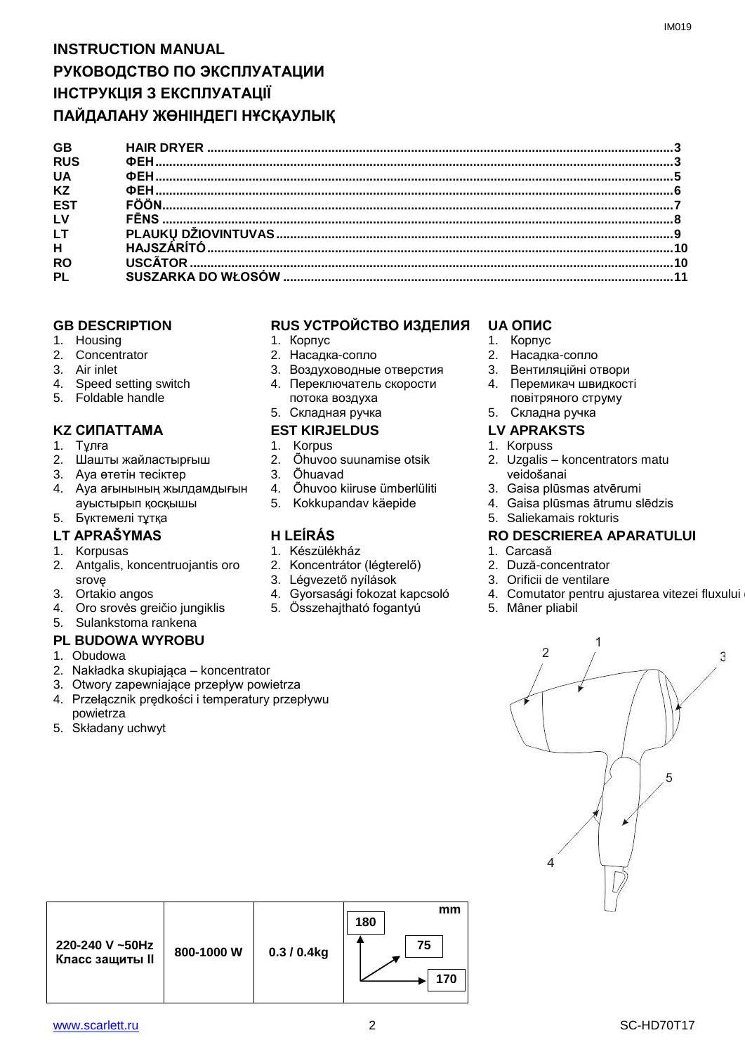# INSTRUCTION MANUAL
# РУКОВОДСТВО ПО ЭКСПЛУАТАЦИИ
# ІНСТРУКЦІЯ З ЕКСПЛУАТАЦІЇ
# ПАЙДАЛАНУ ЖӨНІНДЕГІ НҰСҚАУЛЫҚ

| | | |
|---|---|---|
| GB | HAIR DRYER | 3 |
| RUS | ФЕН | 3 |
| UA | ФЕН | 5 |
| KZ | ФЕН | 6 |
| EST | FÖÖN | 7 |
| LV | FĒNS | 8 |
| LT | PLAUKŲ DŽIOVINTUVAS | 9 |
| H | HAJSZÁRÍTÓ | 10 |
| RO | USCĂTOR | 10 |
| PL | SUSZARKA DO WŁOSÓW | 11 |

### GB DESCRIPTION
1. Housing
2. Concentrator
3. Air inlet
4. Speed setting switch
5. Foldable handle

### KZ СИПАТТАМА
1. Тұлға
2. Шашты жайластырғыш
3. Ауа өтетін тесіктер
4. Ауа ағынының жылдамдығын ауыстырып қосқышы
5. Бүктемелі тұтқа

### LT APRAŠYMAS
1. Korpusas
2. Antgalis, koncentruojantis oro srovę
3. Ortakio angos
4. Oro srovės greičio jungiklis
5. Sulankstoma rankena

### PL BUDOWA WYROBU
1. Obudowa
2. Nakładka skupiająca – koncentrator
3. Otwory zapewniające przepływ powietrza
4. Przełącznik prędkości i temperatury przepływu powietrza
5. Składany uchwyt

### RUS УСТРОЙСТВО ИЗДЕЛИЯ
1. Корпус
2. Насадка-сопло
3. Воздуховодные отверстия
4. Переключатель скорости потока воздуха
5. Складная ручка

### EST KIRJELDUS
1. Korpus
2. Õhuvoo suunamise otsik
3. Õhuavad
4. Õhuvoo kiiruse ümberlüliti
5. Kokkupandav käepide

### H LEÍRÁS
1. Készülékház
2. Koncentrátor (légterelő)
3. Légvezető nyílások
4. Gyorsasági fokozat kapcsoló
5. Összehajtható fogantyú

### UA ОПИС
1. Корпус
2. Насадка-сопло
3. Вентиляційні отвори
4. Перемикач швидкості повітряного струму
5. Складна ручка

### LV APRAKSTS
1. Korpuss
2. Uzgalis – koncentrators matu veidošanai
3. Gaisa plūsmas atvērumi
4. Gaisa plūsmas ātrumu slēdzis
5. Saliekamais rokturis

### RO DESCRIEREA APARATULUI
1. Carcasă
2. Duză-concentrator
3. Orificii de ventilare
4. Comutator pentru ajustarea vitezei fluxului
5. Mâner pliabil

| 220-240 V ~50Hz Класс защиты II | 800-1000 W | 0.3 / 0.4kg | mm: 180 / 75 / 170 |
|---|---|---|---|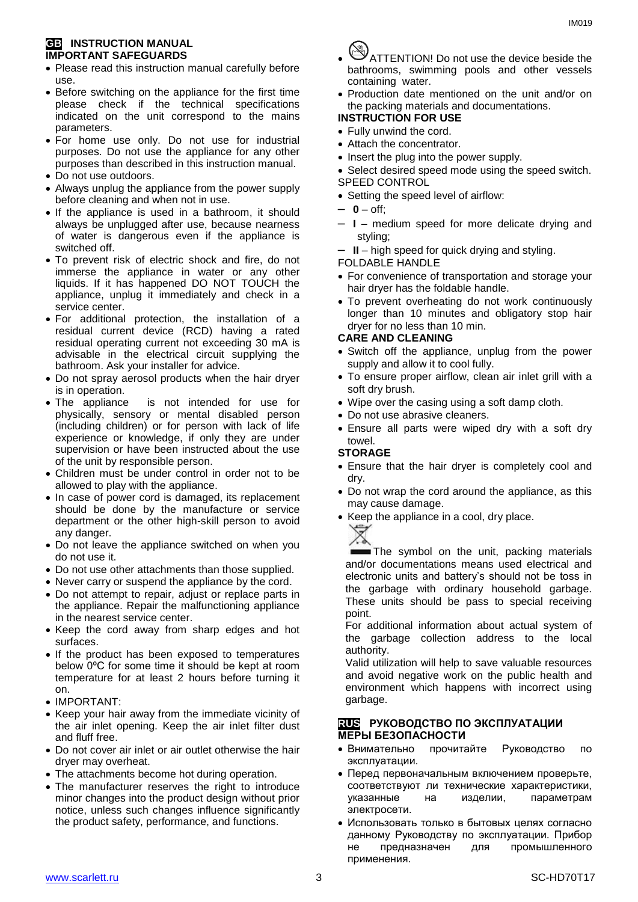## GB INSTRUCTION MANUAL

### IMPORTANT SAFEGUARDS

- Please read this instruction manual carefully before use.
- Before switching on the appliance for the first time please check if the technical specifications indicated on the unit correspond to the mains parameters.
- For home use only. Do not use for industrial purposes. Do not use the appliance for any other purposes than described in this instruction manual.
- Do not use outdoors.
- Always unplug the appliance from the power supply before cleaning and when not in use.
- If the appliance is used in a bathroom, it should always be unplugged after use, because nearness of water is dangerous even if the appliance is switched off.
- To prevent risk of electric shock and fire, do not immerse the appliance in water or any other liquids. If it has happened DO NOT TOUCH the appliance, unplug it immediately and check in a service center.
- For additional protection, the installation of a residual current device (RCD) having a rated residual operating current not exceeding 30 mA is advisable in the electrical circuit supplying the bathroom. Ask your installer for advice.
- Do not spray aerosol products when the hair dryer is in operation.
- The appliance is not intended for use for physically, sensory or mental disabled person (including children) or for person with lack of life experience or knowledge, if only they are under supervision or have been instructed about the use of the unit by responsible person.
- Children must be under control in order not to be allowed to play with the appliance.
- In case of power cord is damaged, its replacement should be done by the manufacture or service department or the other high-skill person to avoid any danger.
- Do not leave the appliance switched on when you do not use it.
- Do not use other attachments than those supplied.
- Never carry or suspend the appliance by the cord.
- Do not attempt to repair, adjust or replace parts in the appliance. Repair the malfunctioning appliance in the nearest service center.
- Keep the cord away from sharp edges and hot surfaces.
- If the product has been exposed to temperatures below 0ºC for some time it should be kept at room temperature for at least 2 hours before turning it on.
- IMPORTANT:
- Keep your hair away from the immediate vicinity of the air inlet opening. Keep the air inlet filter dust and fluff free.
- Do not cover air inlet or air outlet otherwise the hair dryer may overheat.
- The attachments become hot during operation.
- The manufacturer reserves the right to introduce minor changes into the product design without prior notice, unless such changes influence significantly the product safety, performance, and functions.
- ATTENTION! Do not use the device beside the bathrooms, swimming pools and other vessels containing water.
- Production date mentioned on the unit and/or on the packing materials and documentations.

### INSTRUCTION FOR USE

- Fully unwind the cord.
- Attach the concentrator.
- Insert the plug into the power supply.
- Select desired speed mode using the speed switch.

SPEED CONTROL

- Setting the speed level of airflow:
  - **0** – off;
  - **I** – medium speed for more delicate drying and styling;
  - **II** – high speed for quick drying and styling.

FOLDABLE HANDLE

- For convenience of transportation and storage your hair dryer has the foldable handle.
- To prevent overheating do not work continuously longer than 10 minutes and obligatory stop hair dryer for no less than 10 min.

### CARE AND CLEANING

- Switch off the appliance, unplug from the power supply and allow it to cool fully.
- To ensure proper airflow, clean air inlet grill with a soft dry brush.
- Wipe over the casing using a soft damp cloth.
- Do not use abrasive cleaners.
- Ensure all parts were wiped dry with a soft dry towel.

### STORAGE

- Ensure that the hair dryer is completely cool and dry.
- Do not wrap the cord around the appliance, as this may cause damage.
- Keep the appliance in a cool, dry place.

The symbol on the unit, packing materials and/or documentations means used electrical and electronic units and battery's should not be toss in the garbage with ordinary household garbage. These units should be pass to special receiving point.

For additional information about actual system of the garbage collection address to the local authority.

Valid utilization will help to save valuable resources and avoid negative work on the public health and environment which happens with incorrect using garbage.

## RUS РУКОВОДСТВО ПО ЭКСПЛУАТАЦИИ

### МЕРЫ БЕЗОПАСНОСТИ

- Внимательно прочитайте Руководство по эксплуатации.
- Перед первоначальным включением проверьте, соответствуют ли технические характеристики, указанные на изделии, параметрам электросети.
- Использовать только в бытовых целях согласно данному Руководству по эксплуатации. Прибор не предназначен для промышленного применения.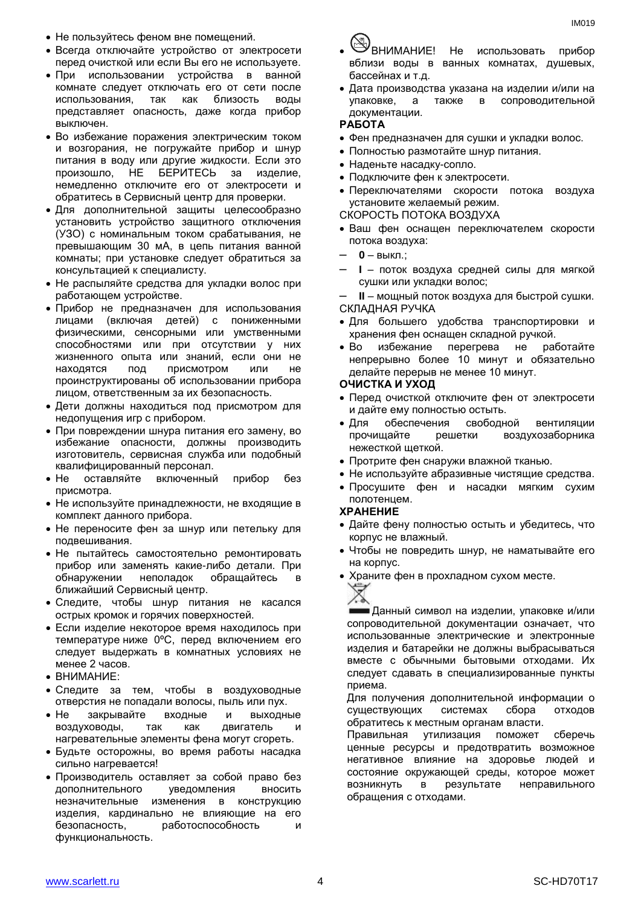- Не пользуйтесь феном вне помещений.
- Всегда отключайте устройство от электросети перед очисткой или если Вы его не используете.
- При использовании устройства в ванной комнате следует отключать его от сети после использования, так как близость воды представляет опасность, даже когда прибор выключен.
- Во избежание поражения электрическим током и возгорания, не погружайте прибор и шнур питания в воду или другие жидкости. Если это произошло, НЕ БЕРИТЕСЬ за изделие, немедленно отключите его от электросети и обратитесь в Сервисный центр для проверки.
- Для дополнительной защиты целесообразно установить устройство защитного отключения (УЗО) с номинальным током срабатывания, не превышающим 30 мА, в цепь питания ванной комнаты; при установке следует обратиться за консультацией к специалисту.
- Не распыляйте средства для укладки волос при работающем устройстве.
- Прибор не предназначен для использования лицами (включая детей) с пониженными физическими, сенсорными или умственными способностями или при отсутствии у них жизненного опыта или знаний, если они не находятся под присмотром или не проинструктированы об использовании прибора лицом, ответственным за их безопасность.
- Дети должны находиться под присмотром для недопущения игр с прибором.
- При повреждении шнура питания его замену, во избежание опасности, должны производить изготовитель, сервисная служба или подобный квалифицированный персонал.
- Не оставляйте включенный прибор без присмотра.
- Не используйте принадлежности, не входящие в комплект данного прибора.
- Не переносите фен за шнур или петельку для подвешивания.
- Не пытайтесь самостоятельно ремонтировать прибор или заменять какие-либо детали. При обнаружении неполадок обращайтесь в ближайший Сервисный центр.
- Следите, чтобы шнур питания не касался острых кромок и горячих поверхностей.
- Если изделие некоторое время находилось при температуре ниже 0ºC, перед включением его следует выдержать в комнатных условиях не менее 2 часов.
- ВНИМАНИЕ:
- Следите за тем, чтобы в воздуховодные отверстия не попадали волосы, пыль или пух.
- Не закрывайте входные и выходные воздуховоды, так как двигатель и нагревательные элементы фена могут сгореть.
- Будьте осторожны, во время работы насадка сильно нагревается!
- Производитель оставляет за собой право без дополнительного уведомления вносить незначительные изменения в конструкцию изделия, кардинально не влияющие на его безопасность, работоспособность и функциональность.
- ВНИМАНИЕ! Не использовать прибор вблизи воды в ванных комнатах, душевых, бассейнах и т.д.
- Дата производства указана на изделии и/или на упаковке, а также в сопроводительной документации.

**РАБОТА**

- Фен предназначен для сушки и укладки волос.
- Полностью размотайте шнур питания.
- Наденьте насадку-сопло.
- Подключите фен к электросети.
- Переключателями скорости потока воздуха установите желаемый режим.

СКОРОСТЬ ПОТОКА ВОЗДУХА

- Ваш фен оснащен переключателем скорости потока воздуха:
- **0** – выкл.;
- **I** – поток воздуха средней силы для мягкой сушки или укладки волос;
- **II** – мощный поток воздуха для быстрой сушки.

СКЛАДНАЯ РУЧКА

- Для большего удобства транспортировки и хранения фен оснащен складной ручкой.
- Во избежание перегрева не работайте непрерывно более 10 минут и обязательно делайте перерыв не менее 10 минут.

**ОЧИСТКА И УХОД**

- Перед очисткой отключите фен от электросети и дайте ему полностью остыть.
- Для обеспечения свободной вентиляции прочищайте решетки воздухозаборника нежесткой щеткой.
- Протрите фен снаружи влажной тканью.
- Не используйте абразивные чистящие средства.
- Просушите фен и насадки мягким сухим полотенцем.

**ХРАНЕНИЕ**

- Дайте фену полностью остыть и убедитесь, что корпус не влажный.
- Чтобы не повредить шнур, не наматывайте его на корпус.
- Храните фен в прохладном сухом месте.

Данный символ на изделии, упаковке и/или сопроводительной документации означает, что использованные электрические и электронные изделия и батарейки не должны выбрасываться вместе с обычными бытовыми отходами. Их следует сдавать в специализированные пункты приема.

Для получения дополнительной информации о существующих системах сбора отходов обратитесь к местным органам власти.

Правильная утилизация поможет сберечь ценные ресурсы и предотвратить возможное негативное влияние на здоровье людей и состояние окружающей среды, которое может возникнуть в результате неправильного обращения с отходами.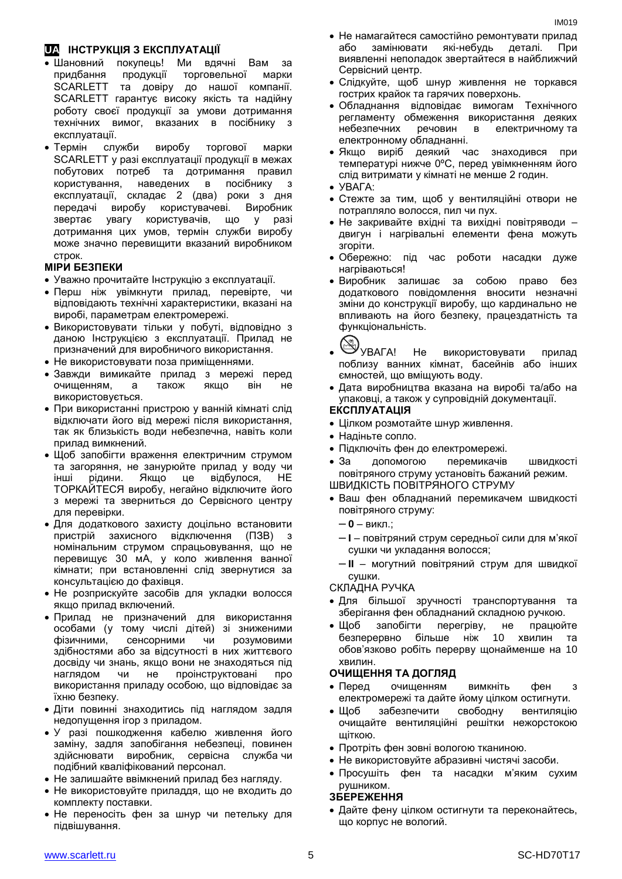## UA ІНСТРУКЦІЯ З ЕКСПЛУАТАЦІЇ

- Шановний покупець! Ми вдячні Вам за придбання продукції торговельної марки SCARLETT та довіру до нашої компанії. SCARLETT гарантує високу якість та надійну роботу своєї продукції за умови дотримання технічних вимог, вказаних в посібнику з експлуатації.
- Термін служби виробу торгової марки SCARLETT у разі експлуатації продукції в межах побутових потреб та дотримання правил користування, наведених в посібнику з експлуатації, складає 2 (два) роки з дня передачі виробу користувачеві. Виробник звертає увагу користувачів, що у разі дотримання цих умов, термін служби виробу може значно перевищити вказаний виробником строк.

### МІРИ БЕЗПЕКИ

- Уважно прочитайте Інструкцію з експлуатації.
- Перш ніж увімкнути прилад, перевірте, чи відповідають технічні характеристики, вказані на виробі, параметрам електромережі.
- Використовувати тільки у побуті, відповідно з даною Інструкцією з експлуатації. Прилад не призначений для виробничого використання.
- Не використовувати поза приміщеннями.
- Завжди вимикайте прилад з мережі перед очищенням, а також якщо він не використовується.
- При використанні пристрою у ванній кімнаті слід відключати його від мережі після використання, так як близькість води небезпечна, навіть коли прилад вимкнений.
- Щоб запобігти враження електричним струмом та загоряння, не занурюйте прилад у воду чи інші рідини. Якщо це відбулося, НЕ ТОРКАЙТЕСЯ виробу, негайно відключите його з мережі та зверниться до Сервісного центру для перевірки.
- Для додаткового захисту доцільно встановити пристрій захисного відключення (ПЗВ) з номінальним струмом спрацьовування, що не перевищує 30 мА, у коло живлення ванної кімнати; при встановленні слід звернутися за консультацією до фахівця.
- Не розприскуйте засобів для укладки волосся якщо прилад включений.
- Прилад не призначений для використання особами (у тому числі дітей) зі зниженими фізичними, сенсорними чи розумовими здібностями або за відсутності в них життєвого досвіду чи знань, якщо вони не знаходяться під наглядом чи не проінструктовані про використання приладу особою, що відповідає за їхню безпеку.
- Діти повинні знаходитись під наглядом задля недопущення ігор з приладом.
- У разі пошкодження кабелю живлення його заміну, задля запобігання небезпеці, повинен здійснювати виробник, сервісна служба чи подібний кваліфікований персонал.
- Не залишайте ввімкнений прилад без нагляду.
- Не використовуйте приладдя, що не входить до комплекту поставки.
- Не переносіть фен за шнур чи петельку для підвішування.
- Не намагайтеся самостійно ремонтувати прилад або замінювати які-небудь деталі. При виявленні неполадок звертайтеся в найближчий Сервісний центр.
- Слідкуйте, щоб шнур живлення не торкався гострих крайок та гарячих поверхонь.
- Обладнання відповідає вимогам Технічного регламенту обмеження використання деяких небезпечних речовин в електричному та електронному обладнанні.
- Якщо виріб деякий час знаходився при температурі нижче 0ºC, перед увімкненням його слід витримати у кімнаті не менше 2 годин.
- УВАГА:
- Стежте за тим, щоб у вентиляційні отвори не потрапляло волосся, пил чи пух.
- Не закривайте вхідні та вихідні повітряводи – двигун і нагрівальні елементи фена можуть згоріти.
- Обережно: під час роботи насадки дуже нагріваються!
- Виробник залишає за собою право без додаткового повідомлення вносити незначні зміни до конструкції виробу, що кардинально не впливають на його безпеку, працездатність та функціональність.
- УВАГА! Не використовувати прилад поблизу ванних кімнат, басейнів або інших ємностей, що вміщують воду.
- Дата виробництва вказана на виробі та/або на упаковці, а також у супровідній документації.

### ЕКСПЛУАТАЦІЯ

- Цілком розмотайте шнур живлення.
- Надіньте сопло.
- Підключіть фен до електромережі.
- За допомогою перемикачів швидкості повітряного струму установіть бажаний режим.

ШВИДКІСТЬ ПОВІТРЯНОГО СТРУМУ

- Ваш фен обладнаний перемикачем швидкості повітряного струму:
  - **0** – викл.;
  - **I** – повітряний струм середньої сили для м'якої сушки чи укладання волосся;
  - **II** – могутний повітряний струм для швидкої сушки.

СКЛАДНА РУЧКА

- Для більшої зручності транспортування та зберігання фен обладнаний складною ручкою.
- Щоб запобігти перегріву, не працюйте безперервно більше ніж 10 хвилин та обов'язково робіть перерву щонайменше на 10 хвилин.

### ОЧИЩЕННЯ ТА ДОГЛЯД

- Перед очищенням вимкніть фен з електромережі та дайте йому цілком остигнути.
- Щоб забезпечити свободну вентиляцію очищайте вентиляційні решітки нежорстокою щіткою.
- Протріть фен зовні вологою тканиною.
- Не використовуйте абразивні чистячі засоби.
- Просушіть фен та насадки м'яким сухим рушником.

### ЗБЕРЕЖЕННЯ

- Дайте фену цілком остигнути та переконайтесь, що корпус не вологий.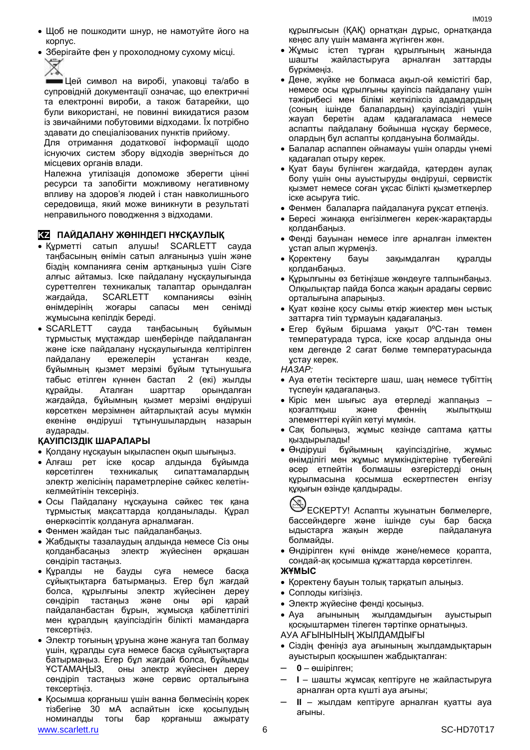- Щоб не пошкодити шнур, не намотуйте його на корпус.
- Зберігайте фен у прохолодному сухому місці.

Цей символ на виробі, упаковці та/або в супровідній документації означає, що електричні та електронні вироби, а також батарейки, що були використані, не повинні викидатися разом із звичайними побутовими відходами. Їх потрібно здавати до спеціалізованих пунктів прийому.

Для отримання додаткової інформації щодо існуючих систем збору відходів зверніться до місцевих органів влади.

Належна утилізація допоможе зберегти цінні ресурси та запобігти можливому негативному впливу на здоров'я людей і стан навколишнього середовища, який може виникнути в результаті неправильного поводження з відходами.

## KZ ПАЙДАЛАНУ ЖӨНІНДЕГІ НҰСҚАУЛЫҚ

- Құрметті сатып алушы! SCARLETT сауда таңбасының өнімін сатып алғаныңыз үшін және біздің компанияға сенім артқаныңыз үшін Сізге алғыс айтамыз. Іске пайдалану нұсқаулығында суреттелген техникалық талаптар орындалған жағдайда, SCARLETT компаниясы өзінің өнімдерінің жоғары сапасы мен сенімді жұмысына кепілдік береді.
- SCARLETT сауда таңбасының бұйымын тұрмыстық мұқтаждар шеңберінде пайдаланған және іске пайдалану нұсқаулығында келтірілген пайдалану ережелерін ұстанған кезде, бұйымның қызмет мерзімі бұйым тұтынушыға табыс етілген күннен бастап 2 (екі) жылды құрайды. Аталған шарттар орындалған жағдайда, бұйымның қызмет мерзімі өндіруші көрсеткен мерзімнен айтарлықтай асуы мүмкін екеніне өндіруші тұтынушылардың назарын аударады.

### ҚАУІПСІЗДІК ШАРАЛАРЫ

- Қолдану нұсқауын ықыласпен оқып шығыңыз.
- Алғаш рет іске қосар алдында бұйымда көрсетілген техникалық сипаттамалардың электр желісінің параметрлеріне сәйкес келетін-келмейтінін тексеріңіз.
- Осы Пайдалану нұсқауына сәйкес тек қана тұрмыстық мақсаттарда қолданылады. Құрал өнеркәсіптік қолдануға арналмаған.
- Фенмен жайдан тыс пайдаланбаңыз.
- Жабдықты тазалаудың алдында немесе Сіз оны қолданбасаңыз электр жүйесінен әрқашан сөндіріп тастаңыз.
- Құралды не бауды суға немесе басқа сұйықтықтарға батырмаңыз. Егер бұл жағдай болса, құрылғыны электр жүйесінен дереу сөндіріп тастаңыз және оны әрі қарай пайдаланбастан бұрын, жұмысқа қабілеттілігі мен құралдың қауіпсіздігін білікті мамандарға тексертіңіз.
- Электр тоғының ұруына және жануға тап болмау үшін, құралды суға немесе басқа сұйықтықтарға батырмаңыз. Егер бұл жағдай болса, бұйымды ҰСТАМАҢЫЗ, оны электр жүйесінен дереу сөндіріп тастаңыз және сервис орталығына тексертіңіз.
- Қосымша қорғаныш үшін ванна бөлмесінің қорек тізбегіне 30 мА аспайтын іске қосылудың номиналды тогы бар қорғаныш ажырату құрылғысын (ҚАҚ) орнатқан дұрыс, орнатқанда кеңес алу үшін маманға жүгінген жөн.
- Жұмыс істеп тұрған құрылғының жанында шашты жайластыруға арналған заттарды бүркімеңіз.
- Дене, жүйке не болмаса ақыл-ой кемістігі бар, немесе осы құрылғыны қауіпсіз пайдалану үшін тәжірибесі мен білімі жеткіліксіз адамдардың (соның ішінде балалардың) қауіпсіздігі үшін жауап беретін адам қадағаламаса немесе аспапты пайдалану бойынша нұсқау бермесе, олардың бұл аспапты қолдануына болмайды.
- Балалар аспаппен ойнамауы үшін оларды үнемі қадағалап отыру керек.
- Қуат бауы бүлінген жағдайда, қатерден аулақ болу үшін оны ауыстыруды өндіруші, сервистік қызмет немесе соған ұқсас білікті қызметкерлер іске асыруға тиіс.
- Фенмен балаларға пайдалануға рұқсат етпеңіз.
- Бересі жинаққа енгізілмеген керек-жарақтарды қолданбаңыз.
- Фенді бауынан немесе ілге арналған ілмектен ұстап алып жүрмеңіз.
- Қоректену бауы зақымдалған құралды қолданбаңыз.
- Құрылғыны өз бетіңізше жөндеуге талпынбаңыз. Олқылықтар пайда болса жақын арадағы сервис орталығына апарыңыз.
- Қуат көзіне қосу сымы өткір жиектер мен ыстық заттарға тиіп тұрмауын қадағалаңыз.
- Егер бұйым біршама уақыт 0ºC-тан төмен температурада тұрса, іске қосар алдында оны кем дегенде 2 сағат бөлме температурасында ұстау керек.

*НАЗАР:*

- Ауа өтетін тесіктерге шаш, шаң немесе түбіттің түспеуін қадағалаңыз.
- Кіріс мен шығыс ауа өтерледі жаппаңыз – қозғалтқыш және феннің жылытқыш элементтері күйіп кетуі мүмкін.
- Сақ болыңыз, жұмыс кезінде саптама қатты қыздырылады!
- Өндіруші бұйымның қауіпсіздігіне, жұмыс өнімділігі мен жұмыс мүмкіндіктеріне түбегейлі әсер етпейтін болмашы өзгерістерді оның құрылмасына қосымша ескертпестен енгізу құқығын өзінде қалдырады.

ЕСКЕРТУ! Аспапты жуынатын бөлмелерге, бассейндерге және ішінде суы бар басқа ыдыстарға жақын жерде пайдалануға болмайды.

- Өндірілген күні өнімде және/немесе қорапта, сондай-ақ қосымша құжаттарда көрсетілген.

### ЖҰМЫС

- Қоректену бауын толық тарқатып алыңыз.
- Соплоды кигізіңіз.
- Электр жүйесіне фенді қосыңыз.
- Ауа ағынының жылдамдығын ауыстырып қосқыштармен тілеген тәртіпке орнатыңыз.

АУА АҒЫНЫНЫҢ ЖЫЛДАМДЫҒЫ

- Сіздің феніңіз ауа ағынының жылдамдықтарын ауыстырып қосқышпен жабдықталған:
  - **0** – өшірілген;
  - **I** – шашты жұмсақ кептіруге не жайластыруға арналған орта күшті ауа ағыны;
  - **II** – жылдам кептіруге арналған қуатты ауа ағыны.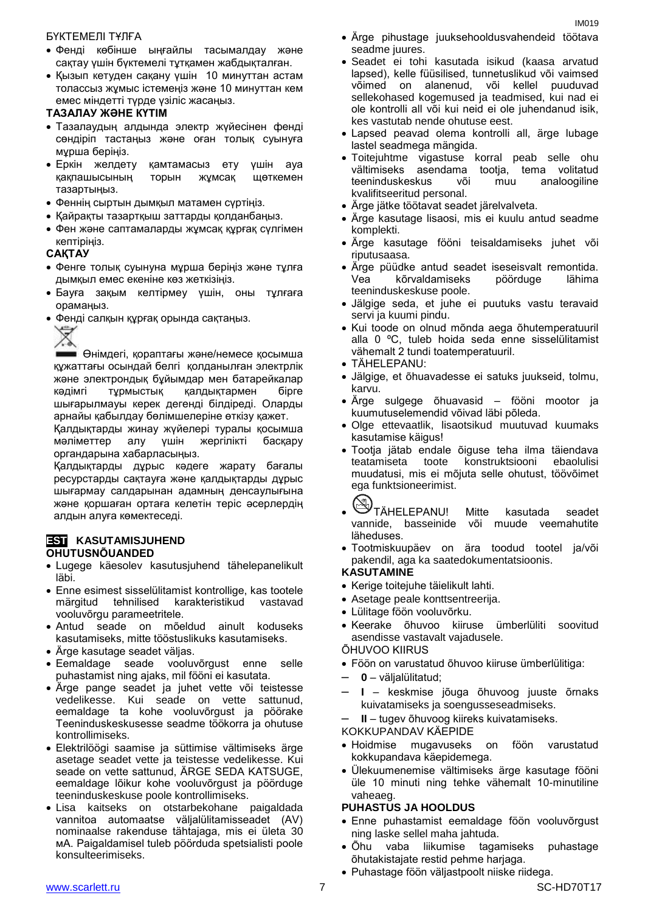БҮКТЕМЕЛІ ТҰЛҒА

- Фенді көбінше ыңғайлы тасымалдау және сақтау үшін бүктемелі тұтқамен жабдықталған.
- Қызып кетуден сақану үшін 10 минуттан астам толассыз жұмыс істемеңіз және 10 минуттан кем емес міндетті түрде үзіліс жасаңыз.

**ТАЗАЛАУ ЖӘНЕ КҮТІМ**

- Тазалаудың алдында электр жүйесінен фенді сөндіріп тастаңыз және оған толық суынуға мұрша беріңіз.
- Еркін желдету қамтамасыз ету үшін ауа қақпашысының торын жұмсақ щөткемен тазартыңыз.
- Феннің сыртын дымқыл матамен сүртіңіз.
- Қайрақты тазартқыш заттарды қолданбаңыз.
- Фен және саптамаларды жұмсақ құрғақ сүлгімен кептіріңіз.

**САҚТАУ**

- Фенге толық суынуна мұрша беріңіз және тұлға дымқыл емес екеніне көз жеткізіңіз.
- Бауға зақым келтірмеу үшін, оны тұлғаға орамаңыз.
- Фенді салқын құрғақ орында сақтаңыз.

Өнімдегі, қораптағы және/немесе қосымша құжаттағы осындай белгі қолданылған электрлік және электрондық бұйымдар мен батарейкалар кәдімгі тұрмыстық қалдықтармен бірге шығарылмауы керек дегенді білдіреді. Оларды арнайы қабылдау бөлімшелеріне өткізу қажет.
Қалдықтарды жинау жүйелері туралы қосымша мәліметтер алу үшін жергілікті басқару органдарына хабарласыңыз.
Қалдықтарды дұрыс кәдеге жарату бағалы ресурстарды сақтауға және қалдықтарды дұрыс шығармау салдарынан адамның денсаулығына және қоршаған ортаға келетін теріс әсерлердің алдын алуға көмектеседі.

## EST KASUTAMISJUHEND

**OHUTUSNÕUANDED**

- Lugege käesolev kasutusjuhend tähelepanelikult läbi.
- Enne esimest sisselülitamist kontrollige, kas tootele märgitud tehnilised karakteristikud vastavad vooluvõrgu parameetritele.
- Antud seade on mõeldud ainult koduseks kasutamiseks, mitte tööstuslikuks kasutamiseks.
- Ärge kasutage seadet väljas.
- Eemaldage seade vooluvõrgust enne selle puhastamist ning ajaks, mil fööni ei kasutata.
- Ärge pange seadet ja juhet vette või teistesse vedelikesse. Kui seade on vette sattunud, eemaldage ta kohe vooluvõrgust ja pöörake Teeninduskeskusesse seadme töökorra ja ohutuse kontrollimiseks.
- Elektrilöögi saamise ja süttimise vältimiseks ärge asetage seadet vette ja teistesse vedelikesse. Kui seade on vette sattunud, ÄRGE SEDA KATSUGE, eemaldage lõikur kohe vooluvõrgust ja pöörduge teeninduskeskuse poole kontrollimiseks.
- Lisa kaitseks on otstarbekohane paigaldada vannitoa automaatse väljalülitamisseadet (AV) nominaalse rakenduse tähtajaga, mis ei ületa 30 мА. Paigaldamisel tuleb pöörduda spetsialisti poole konsulteerimiseks.
- Ärge pihustage juuksehooldusvahendeid töötava seadme juures.
- Seadet ei tohi kasutada isikud (kaasa arvatud lapsed), kelle füüsilised, tunnetuslikud või vaimsed võimed on alanenud, või kellel puuduvad sellekohased kogemused ja teadmised, kui nad ei ole kontrolli all või kui neid ei ole juhendanud isik, kes vastutab nende ohutuse eest.
- Lapsed peavad olema kontrolli all, ärge lubage lastel seadmega mängida.
- Toitejuhtme vigastuse korral peab selle ohu vältimiseks asendama tootja, tema volitatud teeninduskeskus või muu analoogiline kvalifitseeritud personal.
- Ärge jätke töötavat seadet järelvalveta.
- Ärge kasutage lisaosi, mis ei kuulu antud seadme komplekti.
- Ärge kasutage fööni teisaldamiseks juhet või riputusaasa.
- Ärge püüdke antud seadet iseseisvalt remontida. Vea kõrvaldamiseks pöörduge lähima teeninduskeskuse poole.
- Jälgige seda, et juhe ei puutuks vastu teravaid servi ja kuumi pindu.
- Kui toode on olnud mõnda aega õhutemperatuuril alla 0 ºC, tuleb hoida seda enne sisselülitamist vähemalt 2 tundi toatemperatuuril.
- TÄHELEPANU:
- Jälgige, et õhuavadesse ei satuks juukseid, tolmu, karvu.
- Ärge sulgege õhuavasid – fööni mootor ja kuumutuselemendid võivad läbi põleda.
- Olge ettevaatlik, lisaotsikud muutuvad kuumaks kasutamise käigus!
- Tootja jätab endale õiguse teha ilma täiendava teatamiseta toote konstruktsiooni ebaolulisi muudatusi, mis ei mõjuta selle ohutust, töövõimet ega funktsioneerimist.
- TÄHELEPANU! Mitte kasutada seadet vannide, basseinide või muude veemahutite läheduses.
- Tootmiskuupäev on ära toodud tootel ja/või pakendil, aga ka saatedokumentatsioonis.

**KASUTAMINE**

- Kerige toitejuhe täielikult lahti.
- Asetage peale konttsentreerija.
- Lülitage föön vooluvõrku.
- Keerake õhuvoo kiiruse ümberlüliti soovitud asendisse vastavalt vajadusele.

ÕHUVOO KIIRUS

- Föön on varustatud õhuvoo kiiruse ümberlülitiga:
  - **0** – väljalülitatud;
  - **I** – keskmise jõuga õhuvoog juuste õrnaks kuivatamiseks ja soengusseseadmiseks.
  - **II** – tugev õhuvoog kiireks kuivatamiseks.

KOKKUPANDAV KÄEPIDE

- Hoidmise mugavuseks on föön varustatud kokkupandava käepidemega.
- Ülekuumenemise vältimiseks ärge kasutage fööni üle 10 minuti ning tehke vähemalt 10-minutiline vaheaeg.

**PUHASTUS JA HOOLDUS**

- Enne puhastamist eemaldage föön vooluvõrgust ning laske sellel maha jahtuda.
- Õhu vaba liikumise tagamiseks puhastage õhutakistajate restid pehme harjaga.
- Puhastage föön väljastpoolt niiske riidega.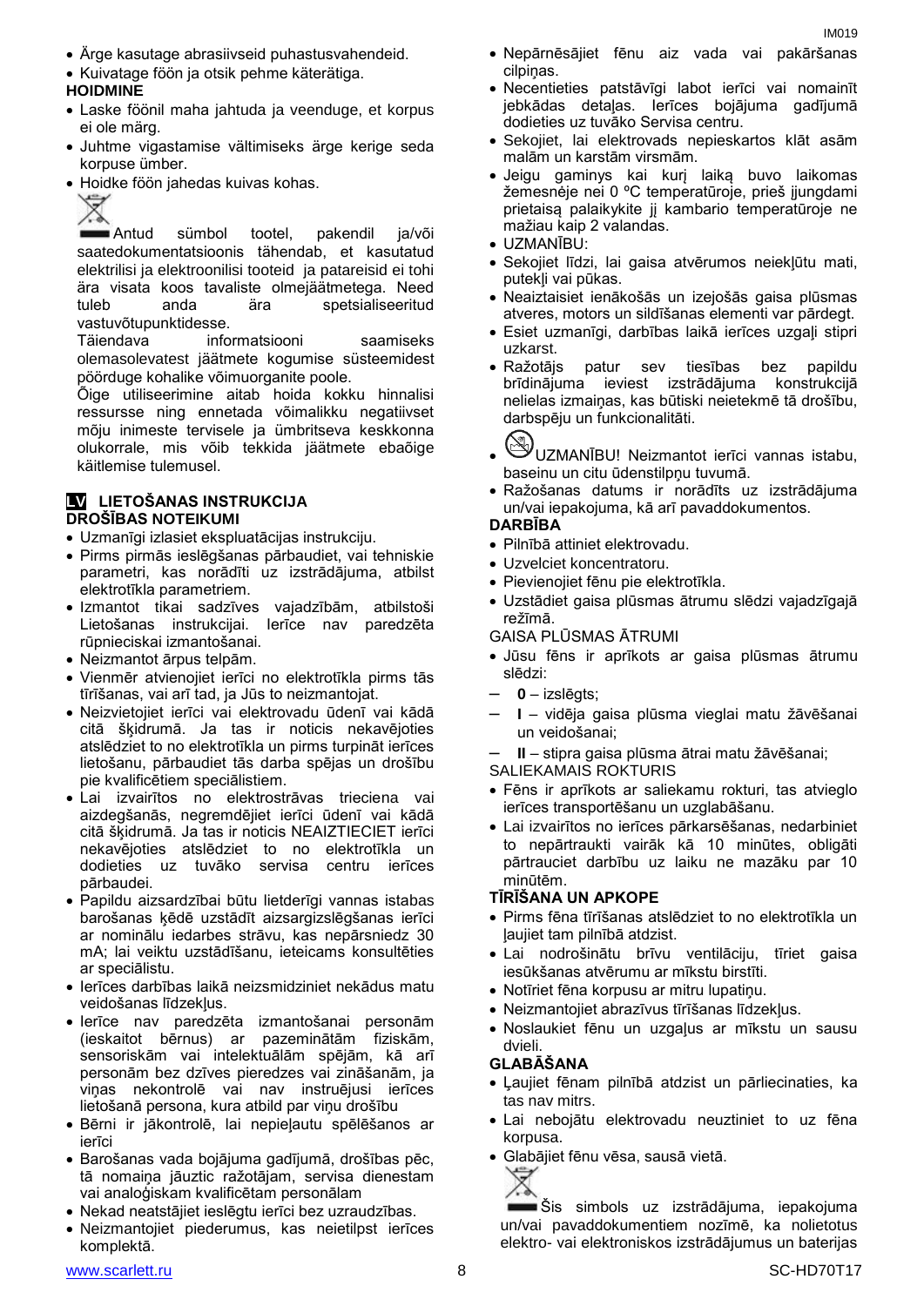- Ärge kasutage abrasiivseid puhastusvahendeid.
- Kuivatage föön ja otsik pehme käterätiga.

**HOIDMINE**

- Laske föönil maha jahtuda ja veenduge, et korpus ei ole märg.
- Juhtme vigastamise vältimiseks ärge kerige seda korpuse ümber.
- Hoidke föön jahedas kuivas kohas.

Antud sümbol tootel, pakendil ja/või saatedokumentatsioonis tähendab, et kasutatud elektrilisi ja elektroonilisi tooteid ja patareisid ei tohi ära visata koos tavaliste olmejäätmetega. Need tuleb anda ära spetsialiseeritud vastuvõtupunktidesse.

Täiendava informatsiooni saamiseks olemasolevatest jäätmete kogumise süsteemidest pöörduge kohalike võimuorganite poole.

Õige utiliseerimine aitab hoida kokku hinnalisi ressursse ning ennetada võimalikku negatiivset mõju inimeste tervisele ja ümbritseva keskkonna olukorrale, mis võib tekkida jäätmete ebaõige käitlemise tulemusel.

## LV LIETOŠANAS INSTRUKCIJA

**DROŠĪBAS NOTEIKUMI**

- Uzmanīgi izlasiet ekspluatācijas instrukciju.
- Pirms pirmās ieslēgšanas pārbaudiet, vai tehniskie parametri, kas norādīti uz izstrādājuma, atbilst elektrotīkla parametriem.
- Izmantot tikai sadzīves vajadzībām, atbilstoši Lietošanas instrukcijai. Ierīce nav paredzēta rūpnieciskai izmantošanai.
- Neizmantot ārpus telpām.
- Vienmēr atvienojiet ierīci no elektrotīkla pirms tās tīrīšanas, vai arī tad, ja Jūs to neizmantojat.
- Neizvietojiet ierīci vai elektrovadu ūdenī vai kādā citā šķidrumā. Ja tas ir noticis nekavējoties atslēdziet to no elektrotīkla un pirms turpināt ierīces lietošanu, pārbaudiet tās darba spējas un drošību pie kvalificētiem speciālistiem.
- Lai izvairītos no elektrostrāvas trieciena vai aizdegšanās, negremdējiet ierīci ūdenī vai kādā citā šķidrumā. Ja tas ir noticis NEAIZTIECIET ierīci nekavējoties atslēdziet to no elektrotīkla un dodieties uz tuvāko servisa centru ierīces pārbaudei.
- Papildu aizsardzībai būtu lietderīgi vannas istabas barošanas ķēdē uzstādīt aizsargizslēgšanas ierīci ar nominālu iedarbes strāvu, kas nepārsniedz 30 mA; lai veiktu uzstādīšanu, ieteicams konsultēties ar speciālistu.
- Ierīces darbības laikā neizsmidziniet nekādus matu veidošanas līdzekļus.
- Ierīce nav paredzēta izmantošanai personām (ieskaitot bērnus) ar pazeminātām fiziskām, sensoriskām vai intelektuālām spējām, kā arī personām bez dzīves pieredzes vai zināšanām, ja viņas nekontrolē vai nav instruējusi ierīces lietošanā persona, kura atbild par viņu drošību
- Bērni ir jākontrolē, lai nepieļautu spēlēšanos ar ierīci
- Barošanas vada bojājuma gadījumā, drošības pēc, tā nomaiņa jāuztic ražotājam, servisa dienestam vai analoģiskam kvalificētam personālam
- Nekad neatstājiet ieslēgtu ierīci bez uzraudzības.
- Neizmantojiet piederumus, kas neietilpst ierīces komplektā.
- Nepārnēsājiet fēnu aiz vada vai pakāršanas cilpiņas.
- Necentieties patstāvīgi labot ierīci vai nomainīt jebkādas detaļas. Ierīces bojājuma gadījumā dodieties uz tuvāko Servisa centru.
- Sekojiet, lai elektrovads nepieskartos klāt asām malām un karstām virsmām.
- Jeigu gaminys kai kurį laiką buvo laikomas žemesnėje nei 0 ºC temperatūroje, prieš įjungdami prietaisą palaikykite jį kambario temperatūroje ne mažiau kaip 2 valandas.
- UZMANĪBU:
- Sekojiet līdzi, lai gaisa atvērumos neiekļūtu mati, putekļi vai pūkas.
- Neaiztaisiet ienākošās un izejošās gaisa plūsmas atveres, motors un sildīšanas elementi var pārdegt.
- Esiet uzmanīgi, darbības laikā ierīces uzgaļi stipri uzkarst.
- Ražotājs patur sev tiesības bez papildu brīdinājuma ieviest izstrādājuma konstrukcijā nelielas izmaiņas, kas būtiski neietekmē tā drošību, darbspēju un funkcionalitāti.
- UZMANĪBU! Neizmantot ierīci vannas istabu, baseinu un citu ūdenstilpņu tuvumā.
- Ražošanas datums ir norādīts uz izstrādājuma un/vai iepakojuma, kā arī pavaddokumentos.

**DARBĪBA**

- Pilnībā attiniet elektrovadu.
- Uzvelciet koncentratoru.
- Pievienojiet fēnu pie elektrotīkla.
- Uzstādiet gaisa plūsmas ātrumu slēdzi vajadzīgajā režīmā.

GAISA PLŪSMAS ĀTRUMI

- Jūsu fēns ir aprīkots ar gaisa plūsmas ātrumu slēdzi:
- **0** – izslēgts;
- **I** – vidēja gaisa plūsma vieglai matu žāvēšanai un veidošanai;
- **II** – stipra gaisa plūsma ātrai matu žāvēšanai;

SALIEKAMAIS ROKTURIS

- Fēns ir aprīkots ar saliekamu rokturi, tas atvieglo ierīces transportēšanu un uzglabāšanu.
- Lai izvairītos no ierīces pārkarsēšanas, nedarbiniet to nepārtraukti vairāk kā 10 minūtes, obligāti pārtrauciet darbību uz laiku ne mazāku par 10 minūtēm.

**TĪRĪŠANA UN APKOPE**

- Pirms fēna tīrīšanas atslēdziet to no elektrotīkla un ļaujiet tam pilnībā atdzist.
- Lai nodrošinātu brīvu ventilāciju, tīriet gaisa iesūkšanas atvērumu ar mīkstu birstīti.
- Notīriet fēna korpusu ar mitru lupatiņu.
- Neizmantojiet abrazīvus tīrīšanas līdzekļus.
- Noslaukiet fēnu un uzgaļus ar mīkstu un sausu dvieli.

**GLABĀŠANA**

- Ļaujiet fēnam pilnībā atdzist un pārliecinaties, ka tas nav mitrs.
- Lai nebojātu elektrovadu neuztiniet to uz fēna korpusa.
- Glabājiet fēnu vēsa, sausā vietā.

Šis simbols uz izstrādājuma, iepakojuma un/vai pavaddokumentiem nozīmē, ka nolietotus elektro- vai elektroniskos izstrādājumus un baterijas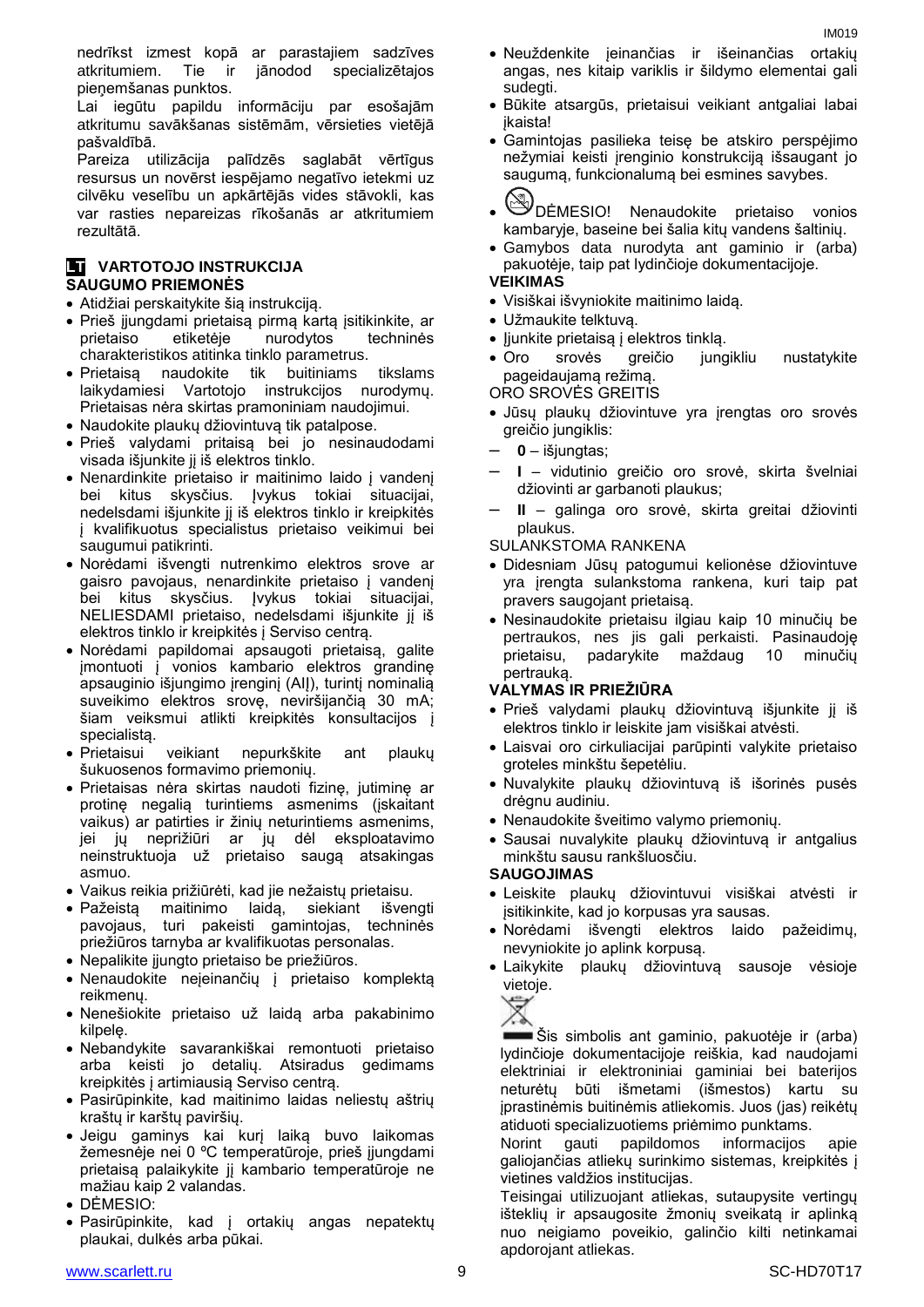nedrīkst izmest kopā ar parastajiem sadzīves atkritumiem. Tie ir jānodod specializētajos pieņemšanas punktos.

Lai iegūtu papildu informāciju par esošajām atkritumu savākšanas sistēmām, vērsieties vietējā pašvaldībā.

Pareiza utilizācija palīdzēs saglabāt vērtīgus resursus un novērst iespējamo negatīvo ietekmi uz cilvēku veselību un apkārtējās vides stāvokli, kas var rasties nepareizas rīkošanās ar atkritumiem rezultātā.

## LT VARTOTOJO INSTRUKCIJA

### SAUGUMO PRIEMONĖS

- Atidžiai perskaitykite šią instrukciją.
- Prieš įjungdami prietaisą pirmą kartą įsitikinkite, ar prietaiso etiketėje nurodytos techninės charakteristikos atitinka tinklo parametrus.
- Prietaisą naudokite tik buitiniams tikslams laikydamiesi Vartotojo instrukcijos nurodymų. Prietaisas nėra skirtas pramoniniam naudojimui.
- Naudokite plaukų džiovintuvą tik patalpose.
- Prieš valydami pritaisą bei jo nesinaudodami visada išjunkite jį iš elektros tinklo.
- Nenardinkite prietaiso ir maitinimo laido į vandenį bei kitus skysčius. Įvykus tokiai situacijai, nedelsdami išjunkite jį iš elektros tinklo ir kreipkitės į kvalifikuotus specialistus prietaiso veikimui bei saugumui patikrinti.
- Norėdami išvengti nutrenkimo elektros srove ar gaisro pavojaus, nenardinkite prietaiso į vandenį bei kitus skysčius. Įvykus tokiai situacijai, NELIESDAMI prietaiso, nedelsdami išjunkite jį iš elektros tinklo ir kreipkitės į Serviso centrą.
- Norėdami papildomai apsaugoti prietaisą, galite įmontuoti į vonios kambario elektros grandinę apsauginio išjungimo įrenginį (AIĮ), turintį nominalią suveikimo elektros srovę, neviršijančią 30 mA; šiam veiksmui atlikti kreipkitės konsultacijos į specialistą.
- Prietaisui veikiant nepurkškite ant plaukų šukuosenos formavimo priemonių.
- Prietaisas nėra skirtas naudoti fizinę, jutiminę ar protinę negalią turintiems asmenims (įskaitant vaikus) ar patirties ir žinių neturintiems asmenims, jei jų neprižiūri ar jų dėl eksploatavimo neinstruktuoja už prietaiso saugą atsakingas asmuo.
- Vaikus reikia prižiūrėti, kad jie nežaistų prietaisu.
- Pažeistą maitinimo laidą, siekiant išvengti pavojaus, turi pakeisti gamintojas, techninės priežiūros tarnyba ar kvalifikuotas personalas.
- Nepalikite įjungto prietaiso be priežiūros.
- Nenaudokite neįeinančių į prietaiso komplektą reikmenų.
- Nenešiokite prietaiso už laidą arba pakabinimo kilpelę.
- Nebandykite savarankiškai remontuoti prietaiso arba keisti jo detalių. Atsiradus gedimams kreipkitės į artimiausią Serviso centrą.
- Pasirūpinkite, kad maitinimo laidas neliestų aštrių kraštų ir karštų paviršių.
- Jeigu gaminys kai kurį laiką buvo laikomas žemesnėje nei 0 ºC temperatūroje, prieš įjungdami prietaisą palaikykite jį kambario temperatūroje ne mažiau kaip 2 valandas.
- DĖMESIO:
- Pasirūpinkite, kad į ortakių angas nepatektų plaukai, dulkės arba pūkai.
- Neuždenkite įeinančias ir išeinančias ortakių angas, nes kitaip variklis ir šildymo elementai gali sudegti.
- Būkite atsargūs, prietaisui veikiant antgaliai labai įkaista!
- Gamintojas pasilieka teisę be atskiro perspėjimo nežymiai keisti įrenginio konstrukciją išsaugant jo saugumą, funkcionalumą bei esmines savybes.
- DĖMESIO! Nenaudokite prietaiso vonios kambaryje, baseine bei šalia kitų vandens šaltinių.
- Gamybos data nurodyta ant gaminio ir (arba) pakuotėje, taip pat lydinčioje dokumentacijoje.

### VEIKIMAS

- Visiškai išvyniokite maitinimo laidą.
- Užmaukite telktuvą.
- Įjunkite prietaisą į elektros tinklą.
- Oro srovės greičio jungikliu nustatykite pageidaujamą režimą.

ORO SROVĖS GREITIS

- Jūsų plaukų džiovintuve yra įrengtas oro srovės greičio jungiklis:
- **0** – išjungtas;
- **I** – vidutinio greičio oro srovė, skirta švelniai džiovinti ar garbanoti plaukus;
- **II** – galinga oro srovė, skirta greitai džiovinti plaukus.

SULANKSTOMA RANKENA

- Didesniam Jūsų patogumui kelionėse džiovintuve yra įrengta sulankstoma rankena, kuri taip pat pravers saugojant prietaisą.
- Nesinaudokite prietaisu ilgiau kaip 10 minučių be pertraukos, nes jis gali perkaisti. Pasinaudoję prietaisu, padarykite maždaug 10 minučių pertrauką.

### VALYMAS IR PRIEŽIŪRA

- Prieš valydami plaukų džiovintuvą išjunkite jį iš elektros tinklo ir leiskite jam visiškai atvėsti.
- Laisvai oro cirkuliacijai parūpinti valykite prietaiso groteles minkštu šepetėliu.
- Nuvalykite plaukų džiovintuvą iš išorinės pusės drėgnu audiniu.
- Nenaudokite šveitimo valymo priemonių.
- Sausai nuvalykite plaukų džiovintuvą ir antgalius minkštu sausu rankšluosčiu.

### SAUGOJIMAS

- Leiskite plaukų džiovintuvui visiškai atvėsti ir įsitikinkite, kad jo korpusas yra sausas.
- Norėdami išvengti elektros laido pažeidimų, nevyniokite jo aplink korpusą.
- Laikykite plaukų džiovintuvą sausoje vėsioje vietoje.

Šis simbolis ant gaminio, pakuotėje ir (arba) lydinčioje dokumentacijoje reiškia, kad naudojami elektriniai ir elektroniniai gaminiai bei baterijos neturėtų būti išmetami (išmestos) kartu su įprastinėmis buitinėmis atliekomis. Juos (jas) reikėtų atiduoti specializuotiems priėmimo punktams.

Norint gauti papildomos informacijos apie galiojančias atliekų surinkimo sistemas, kreipkitės į vietines valdžios institucijas.

Teisingai utilizuojant atliekas, sutaupysite vertingų išteklių ir apsaugosite žmonių sveikatą ir aplinką nuo neigiamo poveikio, galinčio kilti netinkamai apdorojant atliekas.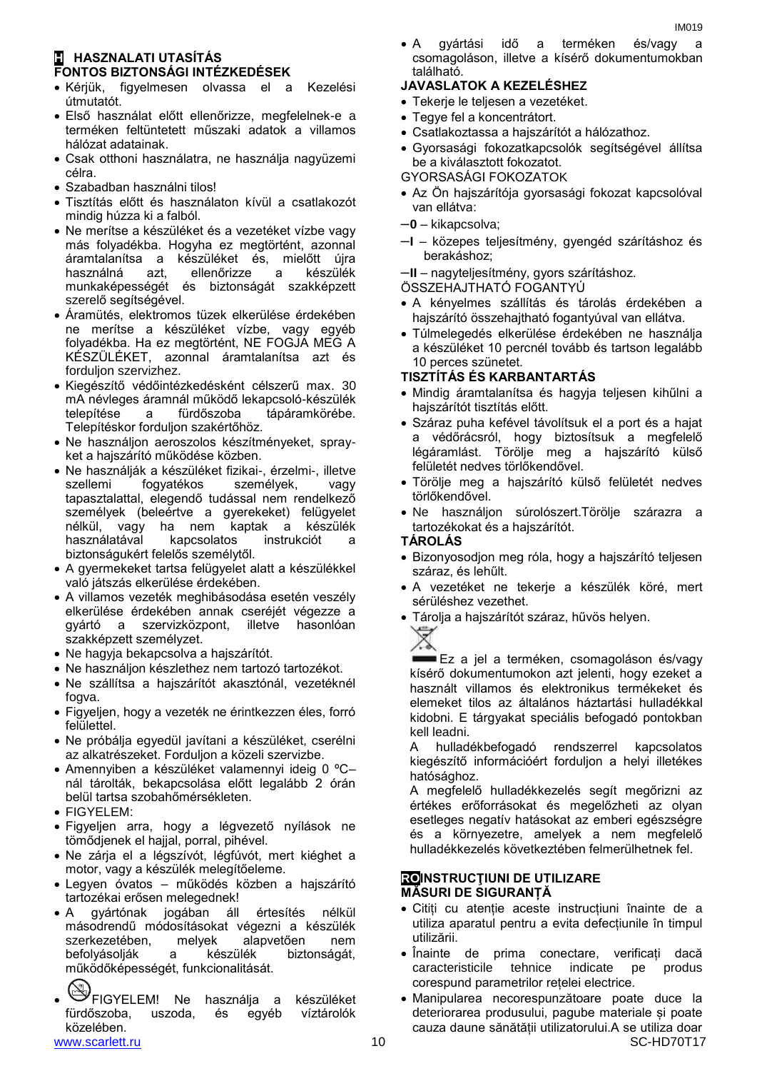## H HASZNALATI UTASÍTÁS

### FONTOS BIZTONSÁGI INTÉZKEDÉSEK

- Kérjük, figyelmesen olvassa el a Kezelési útmutatót.
- Első használat előtt ellenőrizze, megfelelnek-e a terméken feltüntetett műszaki adatok a villamos hálózat adatainak.
- Csak otthoni használatra, ne használja nagyüzemi célra.
- Szabadban használni tilos!
- Tisztítás előtt és használaton kívül a csatlakozót mindig húzza ki a falból.
- Ne merítse a készüléket és a vezetéket vízbe vagy más folyadékba. Hogyha ez megtörtént, azonnal áramtalanítsa a készüléket és, mielőtt újra használná azt, ellenőrizze a készülék munkaképességét és biztonságát szakképzett szerelő segítségével.
- Áramütés, elektromos tüzek elkerülése érdekében ne merítse a készüléket vízbe, vagy egyéb folyadékba. Ha ez megtörtént, NE FOGJA MEG A KÉSZÜLÉKET, azonnal áramtalanítsa azt és forduljon szervizhez.
- Kiegészítő védőintézkedésként célszerű max. 30 mA névleges áramnál működő lekapcsoló-készülék telepítése a fürdőszoba tápáramkörébe. Telepítéskor forduljon szakértőhöz.
- Ne használjon aeroszolos készítményeket, spray-ket a hajszárító működése közben.
- Ne használják a készüléket fizikai-, érzelmi-, illetve szellemi fogyatékos személyek, vagy tapasztalattal, elegendő tudással nem rendelkező személyek (beleértve a gyerekeket) felügyelet nélkül, vagy ha nem kaptak a készülék használatával kapcsolatos instrukciót a biztonságukért felelős személytől.
- A gyermekeket tartsa felügyelet alatt a készülékkel való játszás elkerülése érdekében.
- A villamos vezeték meghibásodása esetén veszély elkerülése érdekében annak cseréjét végezze a gyártó a szervizközpont, illetve hasonlóan szakképzett személyzet.
- Ne hagyja bekapcsolva a hajszárítót.
- Ne használjon készlethez nem tartozó tartozékot.
- Ne szállítsa a hajszárítót akasztónál, vezetéknél fogva.
- Figyeljen, hogy a vezeték ne érintkezzen éles, forró felülettel.
- Ne próbálja egyedül javítani a készüléket, cserélni az alkatrészeket. Forduljon a közeli szervizbe.
- Amennyiben a készüléket valamennyi ideig 0 ºC–nál tárolták, bekapcsolása előtt legalább 2 órán belül tartsa szobahőmérsékleten.
- FIGYELEM:
- Figyeljen arra, hogy a légvezető nyílások ne tömődjenek el hajjal, porral, pihével.
- Ne zárja el a légszívót, légfúvót, mert kiéghet a motor, vagy a készülék melegítőeleme.
- Legyen óvatos – működés közben a hajszárító tartozékai erősen melegednek!
- A gyártónak jogában áll értesítés nélkül másodrendű módosításokat végezni a készülék szerkezetében, melyek alapvetően nem befolyásolják a készülék biztonságát, működőképességét, funkcionalitását.
- FIGYELEM! Ne használja a készüléket fürdőszoba, uszoda, és egyéb víztárolók közelében.
- A gyártási idő a terméken és/vagy a csomagoláson, illetve a kísérő dokumentumokban található.

### JAVASLATOK A KEZELÉSHEZ

- Tekerje le teljesen a vezetéket.
- Tegye fel a koncentrátort.
- Csatlakoztassa a hajszárítót a hálózathoz.
- Gyorsasági fokozatkapcsolók segítségével állítsa be a kiválasztott fokozatot.

GYORSASÁGI FOKOZATOK

- Az Ön hajszárítója gyorsasági fokozat kapcsolóval van ellátva:

**–0** – kikapcsolva;

**–I** – közepes teljesítmény, gyengéd szárításhoz és berakáshoz;

**–II** – nagyteljesítmény, gyors szárításhoz.

ÖSSZEHAJTHATÓ FOGANTYÚ

- A kényelmes szállítás és tárolás érdekében a hajszárító összehajtható fogantyúval van ellátva.
- Túlmelegedés elkerülése érdekében ne használja a készüléket 10 percnél tovább és tartson legalább 10 perces szünetet.

### TISZTÍTÁS ÉS KARBANTARTÁS

- Mindig áramtalanítsa és hagyja teljesen kihűlni a hajszárítót tisztítás előtt.
- Száraz puha kefével távolítsuk el a port és a hajat a védőrácsról, hogy biztosítsuk a megfelelő légáramlást. Törölje meg a hajszárító külső felületét nedves törlőkendővel.
- Törölje meg a hajszárító külső felületét nedves törlőkendővel.
- Ne használjon súrolószert.Törölje szárazra a tartozékokat és a hajszárítót.

### TÁROLÁS

- Bizonyosodjon meg róla, hogy a hajszárító teljesen száraz, és lehűlt.
- A vezetéket ne tekerje a készülék köré, mert sérüléshez vezethet.
- Tárolja a hajszárítót száraz, hűvös helyen.

Ez a jel a terméken, csomagoláson és/vagy kísérő dokumentumokon azt jelenti, hogy ezeket a használt villamos és elektronikus termékeket és elemeket tilos az általános háztartási hulladékkal kidobni. E tárgyakat speciális befogadó pontokban kell leadni.

A hulladékbefogadó rendszerrel kapcsolatos kiegészítő információért forduljon a helyi illetékes hatósághoz.

A megfelelő hulladékkezelés segít megőrizni az értékes erőforrásokat és megelőzheti az olyan esetleges negatív hatásokat az emberi egészségre és a környezetre, amelyek a nem megfelelő hulladékkezelés következtében felmerülhetnek fel.

## RO INSTRUCŢIUNI DE UTILIZARE

### MĂSURI DE SIGURANŢĂ

- Citiţi cu atenţie aceste instrucţiuni înainte de a utiliza aparatul pentru a evita defecţiunile în timpul utilizării.
- Înainte de prima conectare, verificaţi dacă caracteristicile tehnice indicate pe produs corespund parametrilor reţelei electrice.
- Manipularea necorespunzătoare poate duce la deteriorarea produsului, pagube materiale şi poate cauza daune sănătăţii utilizatorului.A se utiliza doar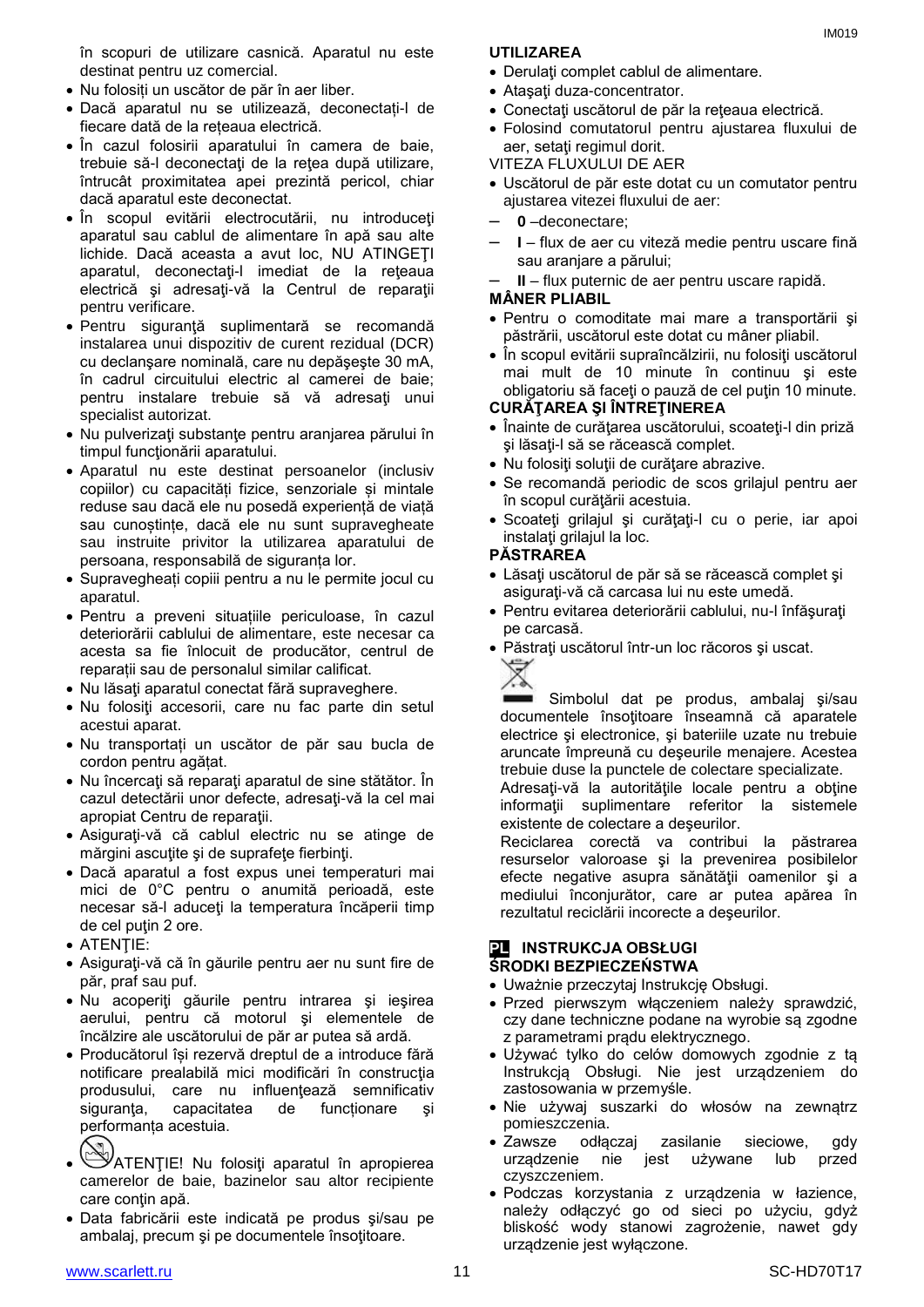în scopuri de utilizare casnică. Aparatul nu este destinat pentru uz comercial.

- Nu folosiţi un uscător de păr în aer liber.
- Dacă aparatul nu se utilizează, deconectaţi-l de fiecare dată de la reţeaua electrică.
- În cazul folosirii aparatului în camera de baie, trebuie să-l deconectaţi de la reţea după utilizare, întrucât proximitatea apei prezintă pericol, chiar dacă aparatul este deconectat.
- În scopul evitării electrocutării, nu introduceţi aparatul sau cablul de alimentare în apă sau alte lichide. Dacă aceasta a avut loc, NU ATINGEŢI aparatul, deconectaţi-l imediat de la reţeaua electrică şi adresaţi-vă la Centrul de reparaţii pentru verificare.
- Pentru siguranţă suplimentară se recomandă instalarea unui dispozitiv de curent rezidual (DCR) cu declanşare nominală, care nu depăşeşte 30 mA, în cadrul circuitului electric al camerei de baie; pentru instalare trebuie să vă adresaţi unui specialist autorizat.
- Nu pulverizaţi substanţe pentru aranjarea părului în timpul funcţionării aparatului.
- Aparatul nu este destinat persoanelor (inclusiv copiilor) cu capacități fizice, senzoriale și mintale reduse sau dacă ele nu posedă experiență de viață sau cunoștințe, dacă ele nu sunt supravegheate sau instruite privitor la utilizarea aparatului de persoana, responsabilă de siguranța lor.
- Supravegheați copiii pentru a nu le permite jocul cu aparatul.
- Pentru a preveni situațiile periculoase, în cazul deteriorării cablului de alimentare, este necesar ca acesta sa fie înlocuit de producător, centrul de reparații sau de personalul similar calificat.
- Nu lăsaţi aparatul conectat fără supraveghere.
- Nu folosiţi accesorii, care nu fac parte din setul acestui aparat.
- Nu transportați un uscător de păr sau bucla de cordon pentru agățat.
- Nu încercaţi să reparaţi aparatul de sine stătător. În cazul detectării unor defecte, adresaţi-vă la cel mai apropiat Centru de reparaţii.
- Asiguraţi-vă că cablul electric nu se atinge de mărgini ascuţite şi de suprafeţe fierbinţi.
- Dacă aparatul a fost expus unei temperaturi mai mici de 0°C pentru o anumită perioadă, este necesar să-l aduceţi la temperatura încăperii timp de cel puţin 2 ore.
- ATENŢIE:
- Asiguraţi-vă că în găurile pentru aer nu sunt fire de păr, praf sau puf.
- Nu acoperiţi găurile pentru intrarea şi ieşirea aerului, pentru că motorul şi elementele de încălzire ale uscătorului de păr ar putea să ardă.
- Producătorul îşi rezervă dreptul de a introduce fără notificare prealabilă mici modificări în construcţia produsului, care nu influenţează semnificativ siguranţa, capacitatea de funcţionare şi performanţa acestuia.
- ATENŢIE! Nu folosiţi aparatul în apropierea camerelor de baie, bazinelor sau altor recipiente care conţin apă.
- Data fabricării este indicată pe produs şi/sau pe ambalaj, precum şi pe documentele însoţitoare.

**UTILIZAREA**

- Derulaţi complet cablul de alimentare.
- Ataşaţi duza-concentrator.
- Conectaţi uscătorul de păr la reţeaua electrică.
- Folosind comutatorul pentru ajustarea fluxului de aer, setaţi regimul dorit.

VITEZA FLUXULUI DE AER

- Uscătorul de păr este dotat cu un comutator pentru ajustarea vitezei fluxului de aer:

– **0** –deconectare;

– **I** – flux de aer cu viteză medie pentru uscare fină sau aranjare a părului;

– **II** – flux puternic de aer pentru uscare rapidă.

**MÂNER PLIABIL**

- Pentru o comoditate mai mare a transportării şi păstrării, uscătorul este dotat cu mâner pliabil.
- În scopul evitării supraîncălzirii, nu folosiţi uscătorul mai mult de 10 minute în continuu şi este obligatoriu să faceţi o pauză de cel puţin 10 minute.

**CURĂŢAREA ŞI ÎNTREŢINEREA**

- Înainte de curăţarea uscătorului, scoateţi-l din priză şi lăsaţi-l să se răcească complet.
- Nu folosiţi soluţii de curăţare abrazive.
- Se recomandă periodic de scos grilajul pentru aer în scopul curăţării acestuia.
- Scoateţi grilajul şi curăţaţi-l cu o perie, iar apoi instalaţi grilajul la loc.

**PĂSTRAREA**

- Lăsaţi uscătorul de păr să se răcească complet şi asiguraţi-vă că carcasa lui nu este umedă.
- Pentru evitarea deteriorării cablului, nu-l înfăşuraţi pe carcasă.
- Păstraţi uscătorul într-un loc răcoros şi uscat.

Simbolul dat pe produs, ambalaj şi/sau documentele însoţitoare înseamnă că aparatele electrice şi electronice, şi bateriile uzate nu trebuie aruncate împreună cu deşeurile menajere. Acestea trebuie duse la punctele de colectare specializate. Adresaţi-vă la autorităţile locale pentru a obţine informaţii suplimentare referitor la sistemele existente de colectare a deşeurilor.

Reciclarea corectă va contribui la păstrarea resurselor valoroase şi la prevenirea posibilelor efecte negative asupra sănătăţii oamenilor şi a mediului înconjurător, care ar putea apărea în rezultatul reciclării incorecte a deşeurilor.

## PL INSTRUKCJA OBSŁUGI

**ŚRODKI BEZPIECZEŃSTWA**

- Uważnie przeczytaj Instrukcję Obsługi.
- Przed pierwszym włączeniem należy sprawdzić, czy dane techniczne podane na wyrobie są zgodne z parametrami prądu elektrycznego.
- Używać tylko do celów domowych zgodnie z tą Instrukcją Obsługi. Nie jest urządzeniem do zastosowania w przemyśle.
- Nie używaj suszarki do włosów na zewnątrz pomieszczenia.
- Zawsze odłączaj zasilanie sieciowe, gdy urządzenie nie jest używane lub przed czyszczeniem.
- Podczas korzystania z urządzenia w łazience, należy odłączyć go od sieci po użyciu, gdyż bliskość wody stanowi zagrożenie, nawet gdy urządzenie jest wyłączone.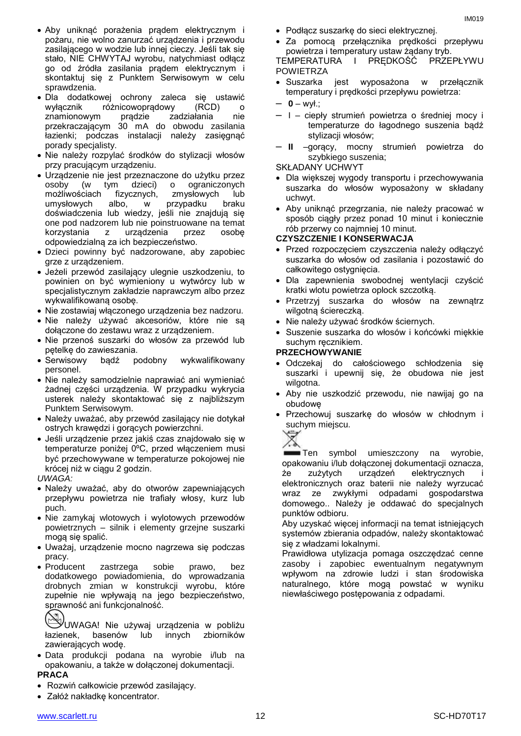- Aby uniknąć porażenia prądem elektrycznym i pożaru, nie wolno zanurzać urządzenia i przewodu zasilającego w wodzie lub innej cieczy. Jeśli tak się stało, NIE CHWYTAJ wyrobu, natychmiast odłącz go od źródła zasilania prądem elektrycznym i skontaktuj się z Punktem Serwisowym w celu sprawdzenia.
- Dla dodatkowej ochrony zaleca się ustawić wyłącznik różnicowoprądowy (RCD) o znamionowym prądzie zadziałania nie przekraczającym 30 mA do obwodu zasilania łazienki; podczas instalacji należy zasięgnąć porady specjalisty.
- Nie należy rozpylać środków do stylizacji włosów przy pracującym urządzeniu.
- Urządzenie nie jest przeznaczone do użytku przez osoby (w tym dzieci) o ograniczonych możliwościach fizycznych, zmysłowych lub umysłowych albo, w przypadku braku doświadczenia lub wiedzy, jeśli nie znajdują się one pod nadzorem lub nie poinstruowane na temat korzystania z urządzenia przez osobę odpowiedzialną za ich bezpieczeństwo.
- Dzieci powinny być nadzorowane, aby zapobiec grze z urządzeniem.
- Jeżeli przewód zasilający ulegnie uszkodzeniu, to powinien on być wymieniony u wytwórcy lub w specjalistycznym zakładzie naprawczym albo przez wykwalifikowaną osobę.
- Nie zostawiaj włączonego urządzenia bez nadzoru.
- Nie należy używać akcesoriów, które nie są dołączone do zestawu wraz z urządzeniem.
- Nie przenoś suszarki do włosów za przewód lub pętelkę do zawieszania.
- Serwisowy bądź podobny wykwalifikowany personel.
- Nie należy samodzielnie naprawiać ani wymieniać żadnej części urządzenia. W przypadku wykrycia usterek należy skontaktować się z najbliższym Punktem Serwisowym.
- Należy uważać, aby przewód zasilający nie dotykał ostrych krawędzi i gorących powierzchni.
- Jeśli urządzenie przez jakiś czas znajdowało się w temperaturze poniżej 0ºC, przed włączeniem musi być przechowywane w temperaturze pokojowej nie krócej niż w ciągu 2 godzin.

*UWAGA:*

- Należy uważać, aby do otworów zapewniających przepływu powietrza nie trafiały włosy, kurz lub puch.
- Nie zamykaj wlotowych i wylotowych przewodów powietrznych – silnik i elementy grzejne suszarki mogą się spalić.
- Uważaj, urządzenie mocno nagrzewa się podczas pracy.
- Producent zastrzega sobie prawo, bez dodatkowego powiadomienia, do wprowadzania drobnych zmian w konstrukcji wyrobu, które zupełnie nie wpływają na jego bezpieczeństwo, sprawność ani funkcjonalność.

UWAGA! Nie używaj urządzenia w pobliżu łazienek, basenów lub innych zbiorników zawierających wodę.

- Data produkcji podana na wyrobie i/lub na opakowaniu, a także w dołączonej dokumentacji.

**PRACA**

- Rozwiń całkowicie przewód zasilający.
- Załóż nakładkę koncentrator.
- Podłącz suszarkę do sieci elektrycznej.
- Za pomocą przełącznika prędkości przepływu powietrza i temperatury ustaw żądany tryb.

TEMPERATURA I PRĘDKOŚĆ PRZEPŁYWU POWIETRZA

- Suszarka jest wyposażona w przełącznik temperatury i prędkości przepływu powietrza:
- **0** – wył.;
- I – ciepły strumień powietrza o średniej mocy i temperaturze do łagodnego suszenia bądź stylizacji włosów;
- **II** –gorący, mocny strumień powietrza do szybkiego suszenia;

SKŁADANY UCHWYT

- Dla większej wygody transportu i przechowywania suszarka do włosów wyposażony w składany uchwyt.
- Aby uniknąć przegrzania, nie należy pracować w sposób ciągły przez ponad 10 minut i koniecznie rób przerwy co najmniej 10 minut.

**CZYSZCZENIE I KONSERWACJA**

- Przed rozpoczęciem czyszczenia należy odłączyć suszarka do włosów od zasilania i pozostawić do całkowitego ostygnięcia.
- Dla zapewnienia swobodnej wentylacji czyścić kratki wlotu powietrza oplock szczotką.
- Przetrzyj suszarka do włosów na zewnątrz wilgotną ściereczką.
- Nie należy używać środków ściernych.
- Suszenie suszarka do włosów i końcówki miękkie suchym ręcznikiem.

**PRZECHOWYWANIE**

- Odczekaj do całościowego schłodzenia się suszarki i upewnij się, że obudowa nie jest wilgotna.
- Aby nie uszkodzić przewodu, nie nawijaj go na obudowę
- Przechowuj suszarkę do włosów w chłodnym i suchym miejscu.

Ten symbol umieszczony na wyrobie, opakowaniu i/lub dołączonej dokumentacji oznacza, że zużytych urządzeń elektrycznych i elektronicznych oraz baterii nie należy wyrzucać wraz ze zwykłymi odpadami gospodarstwa domowego.. Należy je oddawać do specjalnych punktów odbioru.

Aby uzyskać więcej informacji na temat istniejących systemów zbierania odpadów, należy skontaktować się z władzami lokalnymi.

Prawidłowa utylizacja pomaga oszczędzać cenne zasoby i zapobiec ewentualnym negatywnym wpływom na zdrowie ludzi i stan środowiska naturalnego, które mogą powstać w wyniku niewłaściwego postępowania z odpadami.